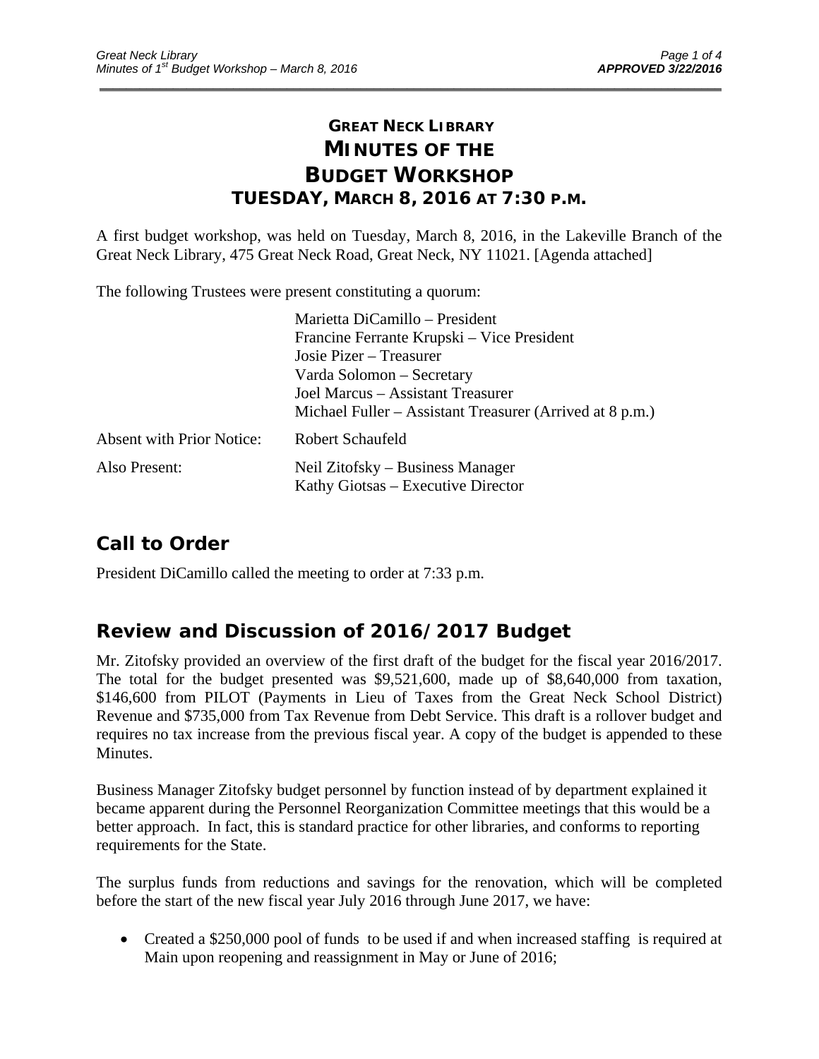# GREAT NECK LIBRARY
# MINUTES OF THE BUDGET WORKSHOP
## TUESDAY, MARCH 8, 2016 AT 7:30 P.M.

A first budget workshop, was held on Tuesday, March 8, 2016, in the Lakeville Branch of the Great Neck Library, 475 Great Neck Road, Great Neck, NY 11021. [Agenda attached]

The following Trustees were present constituting a quorum:

| | |
|---|---|
| | Marietta DiCamillo – President |
| | Francine Ferrante Krupski – Vice President |
| | Josie Pizer – Treasurer |
| | Varda Solomon – Secretary |
| | Joel Marcus – Assistant Treasurer |
| | Michael Fuller – Assistant Treasurer (Arrived at 8 p.m.) |
| Absent with Prior Notice: | Robert Schaufeld |
| Also Present: | Neil Zitofsky – Business Manager |
| | Kathy Giotsas – Executive Director |

## Call to Order

President DiCamillo called the meeting to order at 7:33 p.m.

## Review and Discussion of 2016/2017 Budget

Mr. Zitofsky provided an overview of the first draft of the budget for the fiscal year 2016/2017. The total for the budget presented was $9,521,600, made up of $8,640,000 from taxation, $146,600 from PILOT (Payments in Lieu of Taxes from the Great Neck School District) Revenue and $735,000 from Tax Revenue from Debt Service. This draft is a rollover budget and requires no tax increase from the previous fiscal year. A copy of the budget is appended to these Minutes.

Business Manager Zitofsky budget personnel by function instead of by department explained it became apparent during the Personnel Reorganization Committee meetings that this would be a better approach. In fact, this is standard practice for other libraries, and conforms to reporting requirements for the State.

The surplus funds from reductions and savings for the renovation, which will be completed before the start of the new fiscal year July 2016 through June 2017, we have:

- Created a $250,000 pool of funds to be used if and when increased staffing is required at Main upon reopening and reassignment in May or June of 2016;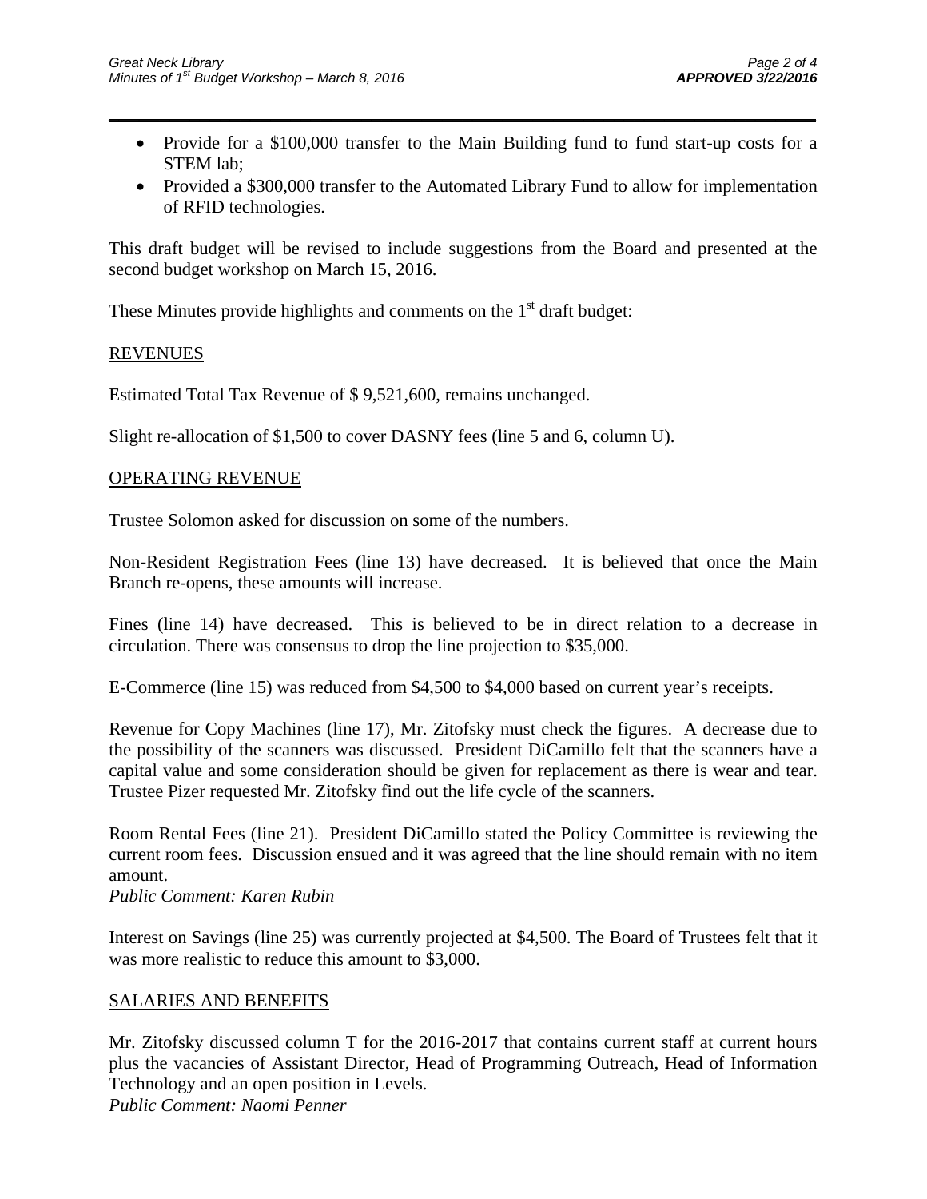- Provide for a $100,000 transfer to the Main Building fund to fund start-up costs for a STEM lab;
- Provided a $300,000 transfer to the Automated Library Fund to allow for implementation of RFID technologies.

This draft budget will be revised to include suggestions from the Board and presented at the second budget workshop on March 15, 2016.

These Minutes provide highlights and comments on the 1st draft budget:

REVENUES

Estimated Total Tax Revenue of $ 9,521,600, remains unchanged.

Slight re-allocation of $1,500 to cover DASNY fees (line 5 and 6, column U).

OPERATING REVENUE

Trustee Solomon asked for discussion on some of the numbers.

Non-Resident Registration Fees (line 13) have decreased. It is believed that once the Main Branch re-opens, these amounts will increase.

Fines (line 14) have decreased. This is believed to be in direct relation to a decrease in circulation. There was consensus to drop the line projection to $35,000.

E-Commerce (line 15) was reduced from $4,500 to $4,000 based on current year's receipts.

Revenue for Copy Machines (line 17), Mr. Zitofsky must check the figures. A decrease due to the possibility of the scanners was discussed. President DiCamillo felt that the scanners have a capital value and some consideration should be given for replacement as there is wear and tear. Trustee Pizer requested Mr. Zitofsky find out the life cycle of the scanners.

Room Rental Fees (line 21). President DiCamillo stated the Policy Committee is reviewing the current room fees. Discussion ensued and it was agreed that the line should remain with no item amount.
*Public Comment: Karen Rubin*

Interest on Savings (line 25) was currently projected at $4,500. The Board of Trustees felt that it was more realistic to reduce this amount to $3,000.

SALARIES AND BENEFITS

Mr. Zitofsky discussed column T for the 2016-2017 that contains current staff at current hours plus the vacancies of Assistant Director, Head of Programming Outreach, Head of Information Technology and an open position in Levels.
*Public Comment: Naomi Penner*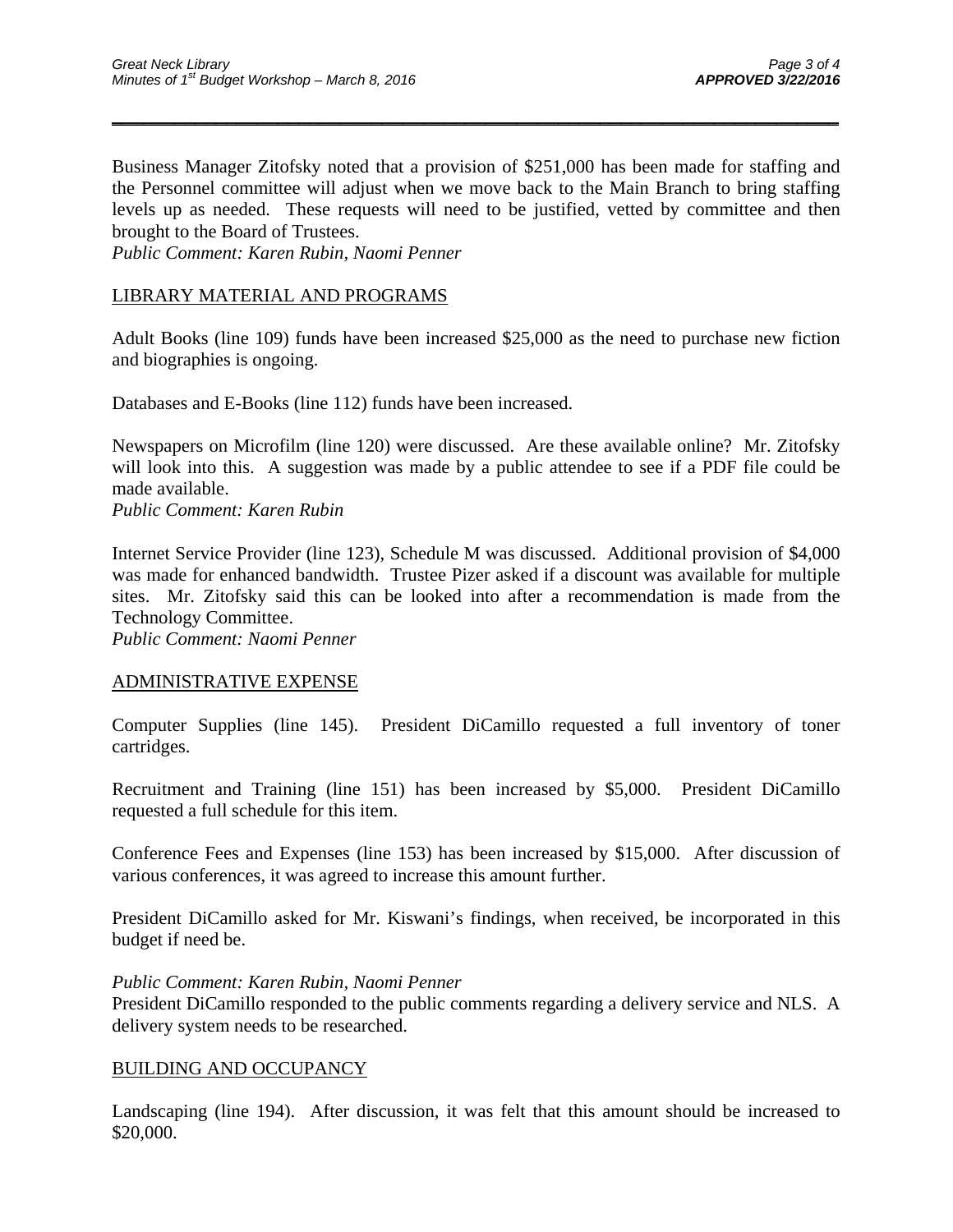Business Manager Zitofsky noted that a provision of $251,000 has been made for staffing and the Personnel committee will adjust when we move back to the Main Branch to bring staffing levels up as needed. These requests will need to be justified, vetted by committee and then brought to the Board of Trustees.
*Public Comment: Karen Rubin, Naomi Penner*

## LIBRARY MATERIAL AND PROGRAMS

Adult Books (line 109) funds have been increased $25,000 as the need to purchase new fiction and biographies is ongoing.

Databases and E-Books (line 112) funds have been increased.

Newspapers on Microfilm (line 120) were discussed. Are these available online? Mr. Zitofsky will look into this. A suggestion was made by a public attendee to see if a PDF file could be made available.
*Public Comment: Karen Rubin*

Internet Service Provider (line 123), Schedule M was discussed. Additional provision of $4,000 was made for enhanced bandwidth. Trustee Pizer asked if a discount was available for multiple sites. Mr. Zitofsky said this can be looked into after a recommendation is made from the Technology Committee.
*Public Comment: Naomi Penner*

## ADMINISTRATIVE EXPENSE

Computer Supplies (line 145). President DiCamillo requested a full inventory of toner cartridges.

Recruitment and Training (line 151) has been increased by $5,000. President DiCamillo requested a full schedule for this item.

Conference Fees and Expenses (line 153) has been increased by $15,000. After discussion of various conferences, it was agreed to increase this amount further.

President DiCamillo asked for Mr. Kiswani's findings, when received, be incorporated in this budget if need be.

*Public Comment: Karen Rubin, Naomi Penner*
President DiCamillo responded to the public comments regarding a delivery service and NLS. A delivery system needs to be researched.

## BUILDING AND OCCUPANCY

Landscaping (line 194). After discussion, it was felt that this amount should be increased to $20,000.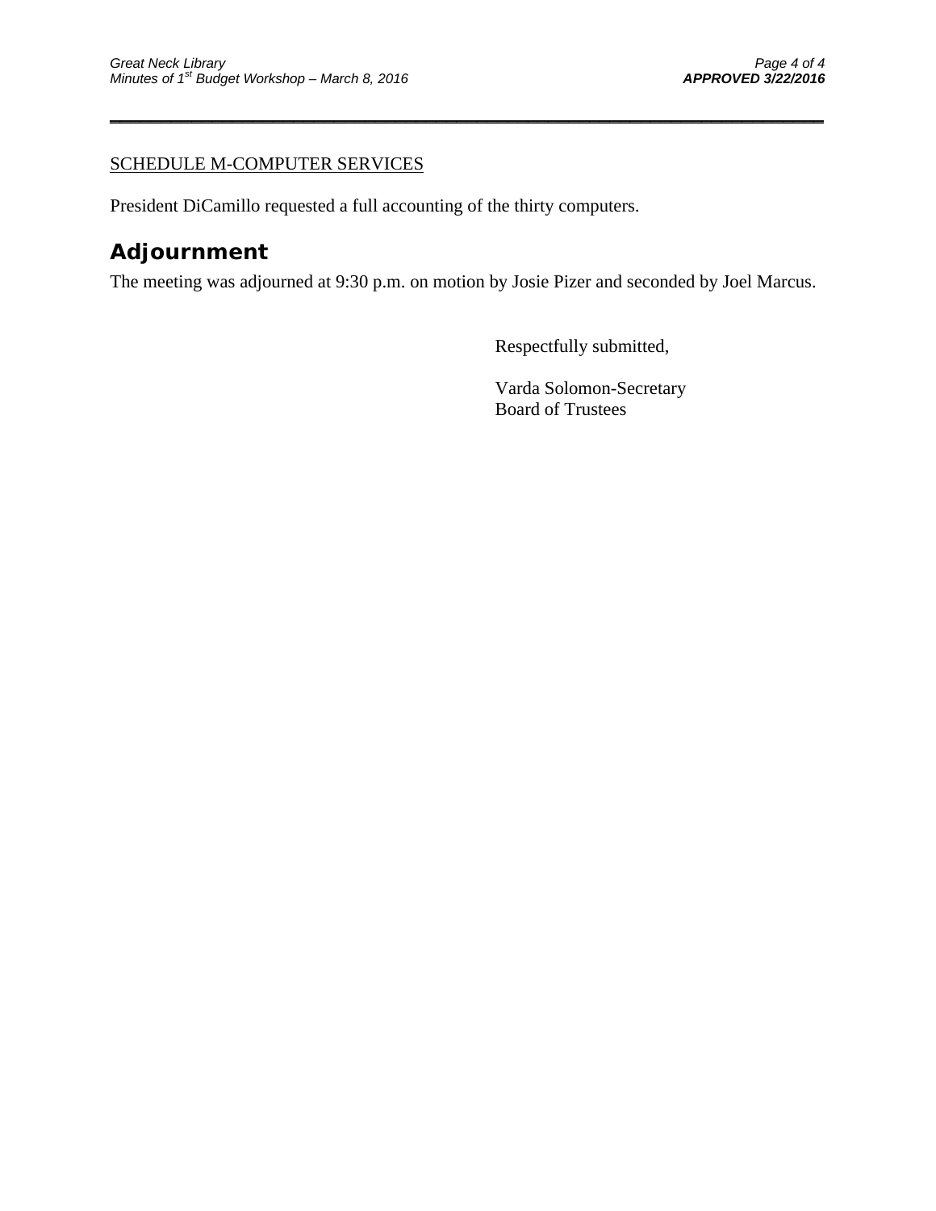SCHEDULE M-COMPUTER SERVICES

President DiCamillo requested a full accounting of the thirty computers.

## Adjournment

The meeting was adjourned at 9:30 p.m. on motion by Josie Pizer and seconded by Joel Marcus.

Respectfully submitted,

Varda Solomon-Secretary
Board of Trustees